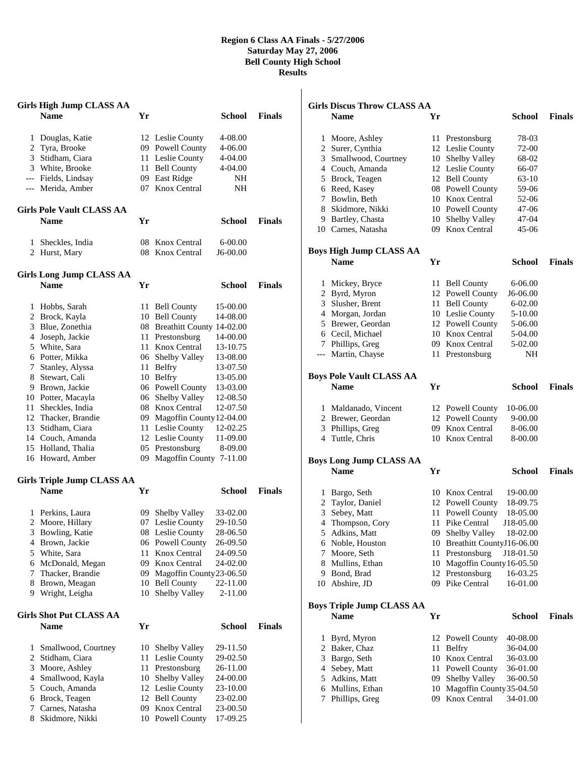# Region 6 Class AA Finals - 5/27/2006
## Saturday May 27, 2006
## Bell County High School
## Results

### Girls High Jump CLASS AA

| | Name | Yr | School | Finals |
|---|---|---|---|---|
| 1 | Douglas, Katie | 12 | Leslie County | 4-08.00 |
| 2 | Tyra, Brooke | 09 | Powell County | 4-06.00 |
| 3 | Stidham, Ciara | 11 | Leslie County | 4-04.00 |
| 3 | White, Brooke | 11 | Bell County | 4-04.00 |
| --- | Fields, Lindsay | 09 | East Ridge | NH |
| --- | Merida, Amber | 07 | Knox Central | NH |

### Girls Pole Vault CLASS AA

| | Name | Yr | School | Finals |
|---|---|---|---|---|
| 1 | Sheckles, India | 08 | Knox Central | 6-00.00 |
| 2 | Hurst, Mary | 08 | Knox Central | J6-00.00 |

### Girls Long Jump CLASS AA

| | Name | Yr | School | Finals |
|---|---|---|---|---|
| 1 | Hobbs, Sarah | 11 | Bell County | 15-00.00 |
| 2 | Brock, Kayla | 10 | Bell County | 14-08.00 |
| 3 | Blue, Zonethia | 08 | Breathitt County | 14-02.00 |
| 4 | Joseph, Jackie | 11 | Prestonsburg | 14-00.00 |
| 5 | White, Sara | 11 | Knox Central | 13-10.75 |
| 6 | Potter, Mikka | 06 | Shelby Valley | 13-08.00 |
| 7 | Stanley, Alyssa | 11 | Belfry | 13-07.50 |
| 8 | Stewart, Cali | 10 | Belfry | 13-05.00 |
| 9 | Brown, Jackie | 06 | Powell County | 13-03.00 |
| 10 | Potter, Macayla | 06 | Shelby Valley | 12-08.50 |
| 11 | Sheckles, India | 08 | Knox Central | 12-07.50 |
| 12 | Thacker, Brandie | 09 | Magoffin County | 12-04.00 |
| 13 | Stidham, Ciara | 11 | Leslie County | 12-02.25 |
| 14 | Couch, Amanda | 12 | Leslie County | 11-09.00 |
| 15 | Holland, Thalia | 05 | Prestonsburg | 8-09.00 |
| 16 | Howard, Amber | 09 | Magoffin County | 7-11.00 |

### Girls Triple Jump CLASS AA

| | Name | Yr | School | Finals |
|---|---|---|---|---|
| 1 | Perkins, Laura | 09 | Shelby Valley | 33-02.00 |
| 2 | Moore, Hillary | 07 | Leslie County | 29-10.50 |
| 3 | Bowling, Katie | 08 | Leslie County | 28-06.50 |
| 4 | Brown, Jackie | 06 | Powell County | 26-09.50 |
| 5 | White, Sara | 11 | Knox Central | 24-09.50 |
| 6 | McDonald, Megan | 09 | Knox Central | 24-02.00 |
| 7 | Thacker, Brandie | 09 | Magoffin County | 23-06.50 |
| 8 | Brown, Meagan | 10 | Bell County | 22-11.00 |
| 9 | Wright, Leigha | 10 | Shelby Valley | 2-11.00 |

### Girls Shot Put CLASS AA

| | Name | Yr | School | Finals |
|---|---|---|---|---|
| 1 | Smallwood, Courtney | 10 | Shelby Valley | 29-11.50 |
| 2 | Stidham, Ciara | 11 | Leslie County | 29-02.50 |
| 3 | Moore, Ashley | 11 | Prestonsburg | 26-11.00 |
| 4 | Smallwood, Kayla | 10 | Shelby Valley | 24-00.00 |
| 5 | Couch, Amanda | 12 | Leslie County | 23-10.00 |
| 6 | Brock, Teagen | 12 | Bell County | 23-02.00 |
| 7 | Carnes, Natasha | 09 | Knox Central | 23-00.50 |
| 8 | Skidmore, Nikki | 10 | Powell County | 17-09.25 |

### Girls Discus Throw CLASS AA

| | Name | Yr | School | Finals |
|---|---|---|---|---|
| 1 | Moore, Ashley | 11 | Prestonsburg | 78-03 |
| 2 | Surer, Cynthia | 12 | Leslie County | 72-00 |
| 3 | Smallwood, Courtney | 10 | Shelby Valley | 68-02 |
| 4 | Couch, Amanda | 12 | Leslie County | 66-07 |
| 5 | Brock, Teagen | 12 | Bell County | 63-10 |
| 6 | Reed, Kasey | 08 | Powell County | 59-06 |
| 7 | Bowlin, Beth | 10 | Knox Central | 52-06 |
| 8 | Skidmore, Nikki | 10 | Powell County | 47-06 |
| 9 | Bartley, Chasta | 10 | Shelby Valley | 47-04 |
| 10 | Carnes, Natasha | 09 | Knox Central | 45-06 |

### Boys High Jump CLASS AA

| | Name | Yr | School | Finals |
|---|---|---|---|---|
| 1 | Mickey, Bryce | 11 | Bell County | 6-06.00 |
| 2 | Byrd, Myron | 12 | Powell County | J6-06.00 |
| 3 | Slusher, Brent | 11 | Bell County | 6-02.00 |
| 4 | Morgan, Jordan | 10 | Leslie County | 5-10.00 |
| 5 | Brewer, Geordan | 12 | Powell County | 5-06.00 |
| 6 | Cecil, Michael | 10 | Knox Central | 5-04.00 |
| 7 | Phillips, Greg | 09 | Knox Central | 5-02.00 |
| --- | Martin, Chayse | 11 | Prestonsburg | NH |

### Boys Pole Vault CLASS AA

| | Name | Yr | School | Finals |
|---|---|---|---|---|
| 1 | Maldanado, Vincent | 12 | Powell County | 10-06.00 |
| 2 | Brewer, Geordan | 12 | Powell County | 9-00.00 |
| 3 | Phillips, Greg | 09 | Knox Central | 8-06.00 |
| 4 | Tuttle, Chris | 10 | Knox Central | 8-00.00 |

### Boys Long Jump CLASS AA

| | Name | Yr | School | Finals |
|---|---|---|---|---|
| 1 | Bargo, Seth | 10 | Knox Central | 19-00.00 |
| 2 | Taylor, Daniel | 12 | Powell County | 18-09.75 |
| 3 | Sebey, Matt | 11 | Powell County | 18-05.00 |
| 4 | Thompson, Cory | 11 | Pike Central | J18-05.00 |
| 5 | Adkins, Matt | 09 | Shelby Valley | 18-02.00 |
| 6 | Noble, Houston | 10 | Breathitt County | J16-06.00 |
| 7 | Moore, Seth | 11 | Prestonsburg | J18-01.50 |
| 8 | Mullins, Ethan | 10 | Magoffin County | 16-05.50 |
| 9 | Bond, Brad | 12 | Prestonsburg | 16-03.25 |
| 10 | Abshire, JD | 09 | Pike Central | 16-01.00 |

### Boys Triple Jump CLASS AA

| | Name | Yr | School | Finals |
|---|---|---|---|---|
| 1 | Byrd, Myron | 12 | Powell County | 40-08.00 |
| 2 | Baker, Chaz | 11 | Belfry | 36-04.00 |
| 3 | Bargo, Seth | 10 | Knox Central | 36-03.00 |
| 4 | Sebey, Matt | 11 | Powell County | 36-01.00 |
| 5 | Adkins, Matt | 09 | Shelby Valley | 36-00.50 |
| 6 | Mullins, Ethan | 10 | Magoffin County | 35-04.50 |
| 7 | Phillips, Greg | 09 | Knox Central | 34-01.00 |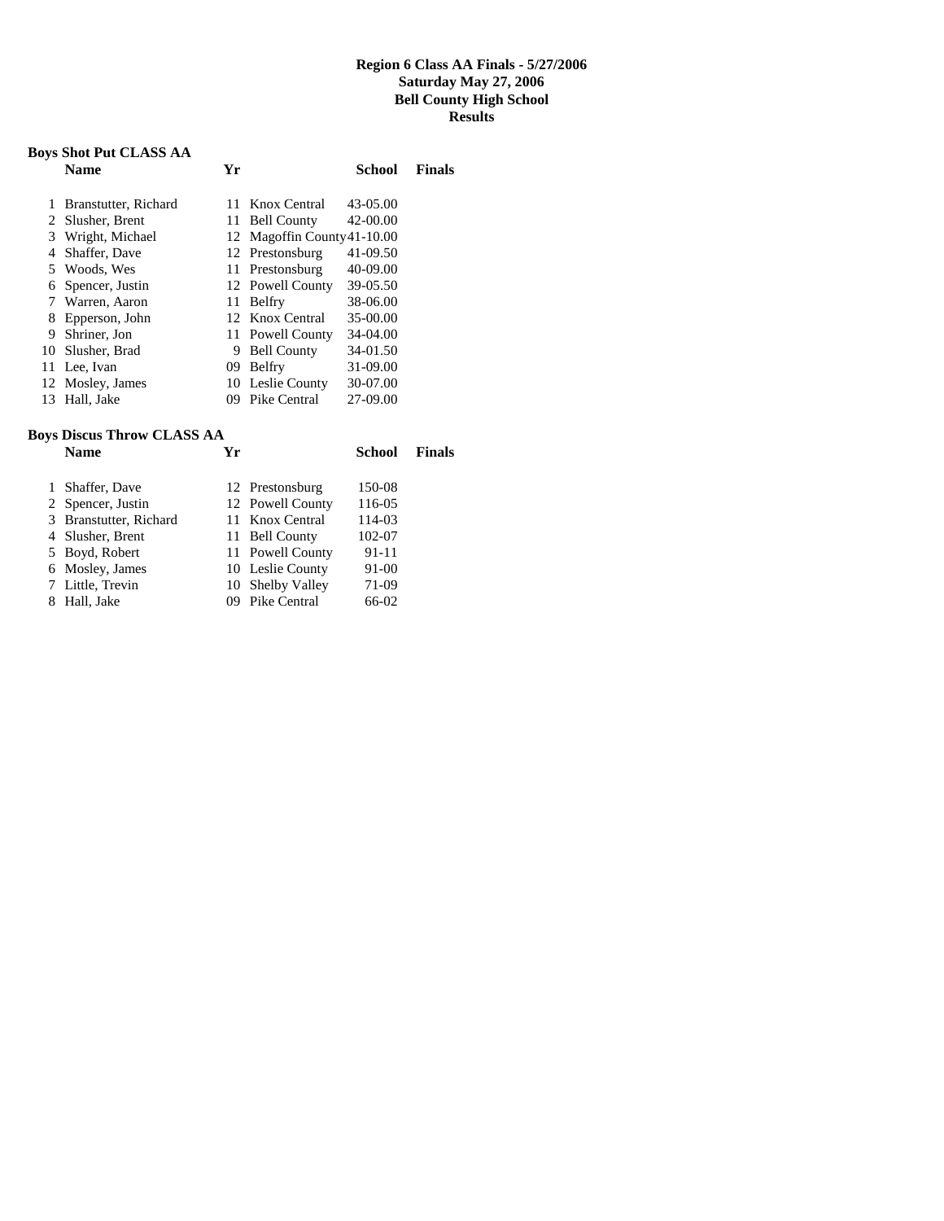**Region 6 Class AA Finals - 5/27/2006**
**Saturday May 27, 2006**
**Bell County High School**
**Results**

### Boys Shot Put CLASS AA

| | Name | Yr | School | Finals |
|---|---|---|---|---|
| 1 | Branstutter, Richard | 11 | Knox Central | 43-05.00 |
| 2 | Slusher, Brent | 11 | Bell County | 42-00.00 |
| 3 | Wright, Michael | 12 | Magoffin County | 41-10.00 |
| 4 | Shaffer, Dave | 12 | Prestonsburg | 41-09.50 |
| 5 | Woods, Wes | 11 | Prestonsburg | 40-09.00 |
| 6 | Spencer, Justin | 12 | Powell County | 39-05.50 |
| 7 | Warren, Aaron | 11 | Belfry | 38-06.00 |
| 8 | Epperson, John | 12 | Knox Central | 35-00.00 |
| 9 | Shriner, Jon | 11 | Powell County | 34-04.00 |
| 10 | Slusher, Brad | 9 | Bell County | 34-01.50 |
| 11 | Lee, Ivan | 09 | Belfry | 31-09.00 |
| 12 | Mosley, James | 10 | Leslie County | 30-07.00 |
| 13 | Hall, Jake | 09 | Pike Central | 27-09.00 |

### Boys Discus Throw CLASS AA

| | Name | Yr | School | Finals |
|---|---|---|---|---|
| 1 | Shaffer, Dave | 12 | Prestonsburg | 150-08 |
| 2 | Spencer, Justin | 12 | Powell County | 116-05 |
| 3 | Branstutter, Richard | 11 | Knox Central | 114-03 |
| 4 | Slusher, Brent | 11 | Bell County | 102-07 |
| 5 | Boyd, Robert | 11 | Powell County | 91-11 |
| 6 | Mosley, James | 10 | Leslie County | 91-00 |
| 7 | Little, Trevin | 10 | Shelby Valley | 71-09 |
| 8 | Hall, Jake | 09 | Pike Central | 66-02 |